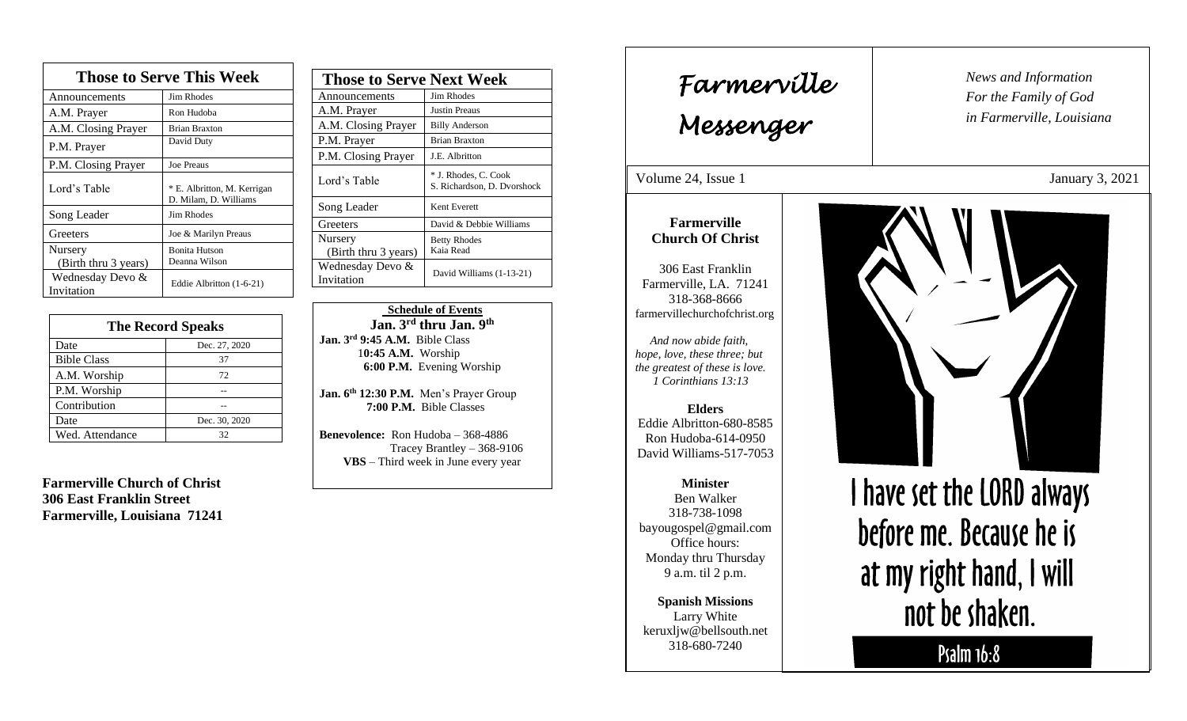## Those to Serve This Week

| Those to Serve This Week | |
|---|---|
| Announcements | Jim Rhodes |
| A.M. Prayer | Ron Hudoba |
| A.M. Closing Prayer | Brian Braxton |
| P.M. Prayer | David Duty |
| P.M. Closing Prayer | Joe Preaus |
| Lord's Table | * E. Albritton, M. Kerrigan D. Milam, D. Williams |
| Song Leader | Jim Rhodes |
| Greeters | Joe & Marilyn Preaus |
| Nursery (Birth thru 3 years) | Bonita Hutson Deanna Wilson |
| Wednesday Devo & Invitation | Eddie Albritton (1-6-21) |

## The Record Speaks

| The Record Speaks | |
|---|---|
| Date | Dec. 27, 2020 |
| Bible Class | 37 |
| A.M. Worship | 72 |
| P.M. Worship | -- |
| Contribution | -- |
| Date | Dec. 30, 2020 |
| Wed. Attendance | 32 |

**Farmerville Church of Christ**
**306 East Franklin Street**
**Farmerville, Louisiana 71241**

## Those to Serve Next Week

| Those to Serve Next Week | |
|---|---|
| Announcements | Jim Rhodes |
| A.M. Prayer | Justin Preaus |
| A.M. Closing Prayer | Billy Anderson |
| P.M. Prayer | Brian Braxton |
| P.M. Closing Prayer | J.E. Albritton |
| Lord's Table | * J. Rhodes, C. Cook S. Richardson, D. Dvorshock |
| Song Leader | Kent Everett |
| Greeters | David & Debbie Williams |
| Nursery (Birth thru 3 years) | Betty Rhodes Kaia Read |
| Wednesday Devo & Invitation | David Williams (1-13-21) |

**Schedule of Events**
**Jan. 3rd thru Jan. 9th**

**Jan. 3rd 9:45 A.M.** Bible Class
**10:45 A.M.** Worship
**6:00 P.M.** Evening Worship

**Jan. 6th 12:30 P.M.** Men's Prayer Group
**7:00 P.M.** Bible Classes

**Benevolence:** Ron Hudoba – 368-4886
Tracey Brantley – 368-9106
**VBS** – Third week in June every year

# Farmerville Messenger

*News and Information*
*For the Family of God*
*in Farmerville, Louisiana*

Volume 24, Issue 1 — January 3, 2021

**Farmerville Church Of Christ**

306 East Franklin
Farmerville, LA. 71241
318-368-8666
farmervillechurchofchrist.org

*And now abide faith, hope, love, these three; but the greatest of these is love. 1 Corinthians 13:13*

**Elders**
Eddie Albritton-680-8585
Ron Hudoba-614-0950
David Williams-517-7053

**Minister**
Ben Walker
318-738-1098
bayougospel@gmail.com
Office hours:
Monday thru Thursday
9 a.m. til 2 p.m.

**Spanish Missions**
Larry White
keruxljw@bellsouth.net
318-680-7240

I have set the LORD always before me. Because he is at my right hand, I will not be shaken.

Psalm 16:8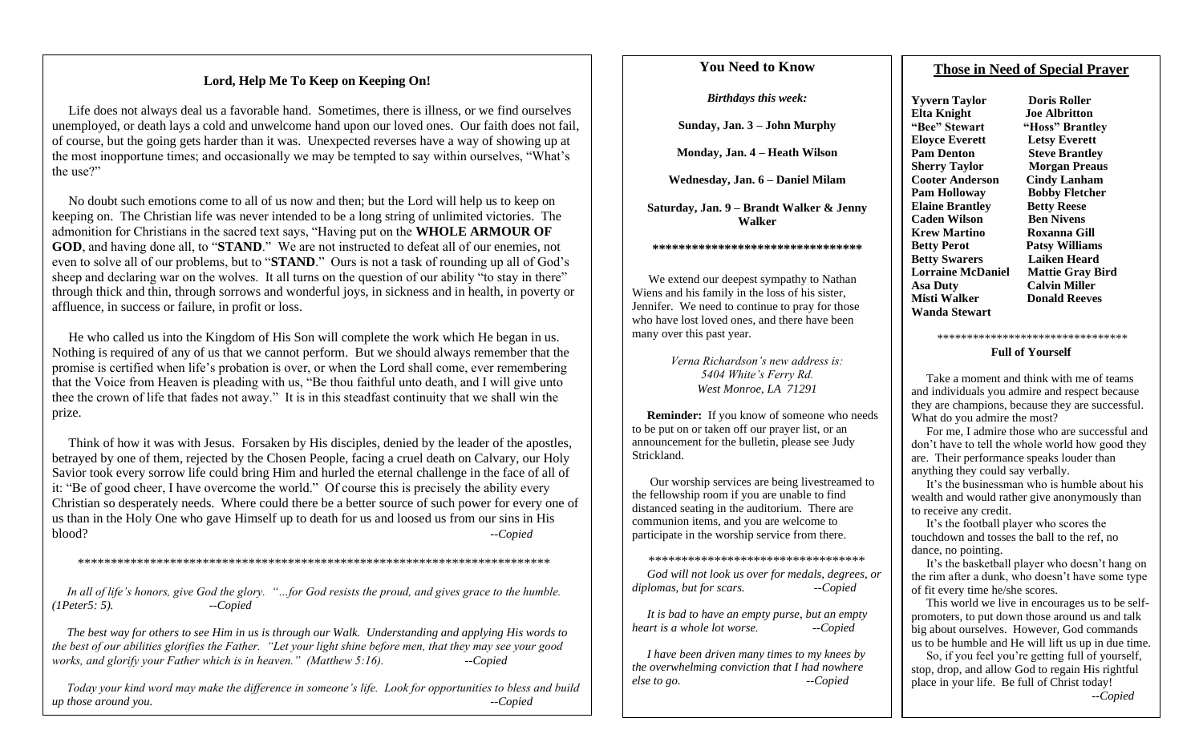## Lord, Help Me To Keep on Keeping On!

Life does not always deal us a favorable hand. Sometimes, there is illness, or we find ourselves unemployed, or death lays a cold and unwelcome hand upon our loved ones. Our faith does not fail, of course, but the going gets harder than it was. Unexpected reverses have a way of showing up at the most inopportune times; and occasionally we may be tempted to say within ourselves, "What's the use?"

No doubt such emotions come to all of us now and then; but the Lord will help us to keep on keeping on. The Christian life was never intended to be a long string of unlimited victories. The admonition for Christians in the sacred text says, "Having put on the **WHOLE ARMOUR OF GOD**, and having done all, to "**STAND**." We are not instructed to defeat all of our enemies, not even to solve all of our problems, but to "**STAND**." Ours is not a task of rounding up all of God's sheep and declaring war on the wolves. It all turns on the question of our ability "to stay in there" through thick and thin, through sorrows and wonderful joys, in sickness and in health, in poverty or affluence, in success or failure, in profit or loss.

He who called us into the Kingdom of His Son will complete the work which He began in us. Nothing is required of any of us that we cannot perform. But we should always remember that the promise is certified when life's probation is over, or when the Lord shall come, ever remembering that the Voice from Heaven is pleading with us, "Be thou faithful unto death, and I will give unto thee the crown of life that fades not away." It is in this steadfast continuity that we shall win the prize.

Think of how it was with Jesus. Forsaken by His disciples, denied by the leader of the apostles, betrayed by one of them, rejected by the Chosen People, facing a cruel death on Calvary, our Holy Savior took every sorrow life could bring Him and hurled the eternal challenge in the face of all of it: "Be of good cheer, I have overcome the world." Of course this is precisely the ability every Christian so desperately needs. Where could there be a better source of such power for every one of us than in the Holy One who gave Himself up to death for us and loosed us from our sins in His blood? *--Copied*

\*\*\*\*\*\*\*\*\*\*\*\*\*\*\*\*\*\*\*\*\*\*\*\*\*\*\*\*\*\*\*\*\*\*\*\*\*\*\*\*\*\*\*\*\*\*\*\*\*\*\*\*\*\*\*\*\*\*\*\*\*\*\*\*\*\*\*\*\*\*\*\*\*\*

*In all of life's honors, give God the glory. "…for God resists the proud, and gives grace to the humble. (1Peter5: 5). --Copied*

*The best way for others to see Him in us is through our Walk. Understanding and applying His words to the best of our abilities glorifies the Father. "Let your light shine before men, that they may see your good works, and glorify your Father which is in heaven." (Matthew 5:16). --Copied*

*Today your kind word may make the difference in someone's life. Look for opportunities to bless and build up those around you. --Copied*

## You Need to Know

*Birthdays this week:*

**Sunday, Jan. 3 – John Murphy**

**Monday, Jan. 4 – Heath Wilson**

**Wednesday, Jan. 6 – Daniel Milam**

**Saturday, Jan. 9 – Brandt Walker & Jenny Walker**

\*\*\*\*\*\*\*\*\*\*\*\*\*\*\*\*\*\*\*\*\*\*\*\*\*\*\*\*\*\*\*\*

We extend our deepest sympathy to Nathan Wiens and his family in the loss of his sister, Jennifer. We need to continue to pray for those who have lost loved ones, and there have been many over this past year.

*Verna Richardson's new address is:*
*5404 White's Ferry Rd.*
*West Monroe, LA 71291*

**Reminder:** If you know of someone who needs to be put on or taken off our prayer list, or an announcement for the bulletin, please see Judy Strickland.

Our worship services are being livestreamed to the fellowship room if you are unable to find distanced seating in the auditorium. There are communion items, and you are welcome to participate in the worship service from there.

\*\*\*\*\*\*\*\*\*\*\*\*\*\*\*\*\*\*\*\*\*\*\*\*\*\*\*\*\*\*\*\*\*\*

*God will not look us over for medals, degrees, or diplomas, but for scars. --Copied*

*It is bad to have an empty purse, but an empty heart is a whole lot worse. --Copied*

*I have been driven many times to my knees by the overwhelming conviction that I had nowhere else to go. --Copied*

## Those in Need of Special Prayer

| | |
|---|---|
| **Yyvern Taylor** | **Doris Roller** |
| **Elta Knight** | **Joe Albritton** |
| **"Bee" Stewart** | **"Hoss" Brantley** |
| **Eloyce Everett** | **Letsy Everett** |
| **Pam Denton** | **Steve Brantley** |
| **Sherry Taylor** | **Morgan Preaus** |
| **Cooter Anderson** | **Cindy Lanham** |
| **Pam Holloway** | **Bobby Fletcher** |
| **Elaine Brantley** | **Betty Reese** |
| **Caden Wilson** | **Ben Nivens** |
| **Krew Martino** | **Roxanna Gill** |
| **Betty Perot** | **Patsy Williams** |
| **Betty Swarers** | **Laiken Heard** |
| **Lorraine McDaniel** | **Mattie Gray Bird** |
| **Asa Duty** | **Calvin Miller** |
| **Misti Walker** | **Donald Reeves** |
| **Wanda Stewart** | |

\*\*\*\*\*\*\*\*\*\*\*\*\*\*\*\*\*\*\*\*\*\*\*\*\*\*\*\*\*\*\*\*

### Full of Yourself

Take a moment and think with me of teams and individuals you admire and respect because they are champions, because they are successful. What do you admire the most?

For me, I admire those who are successful and don't have to tell the whole world how good they are. Their performance speaks louder than anything they could say verbally.

It's the businessman who is humble about his wealth and would rather give anonymously than to receive any credit.

It's the football player who scores the touchdown and tosses the ball to the ref, no dance, no pointing.

It's the basketball player who doesn't hang on the rim after a dunk, who doesn't have some type of fit every time he/she scores.

This world we live in encourages us to be self-promoters, to put down those around us and talk big about ourselves. However, God commands us to be humble and He will lift us up in due time.

So, if you feel you're getting full of yourself, stop, drop, and allow God to regain His rightful place in your life. Be full of Christ today!

*--Copied*